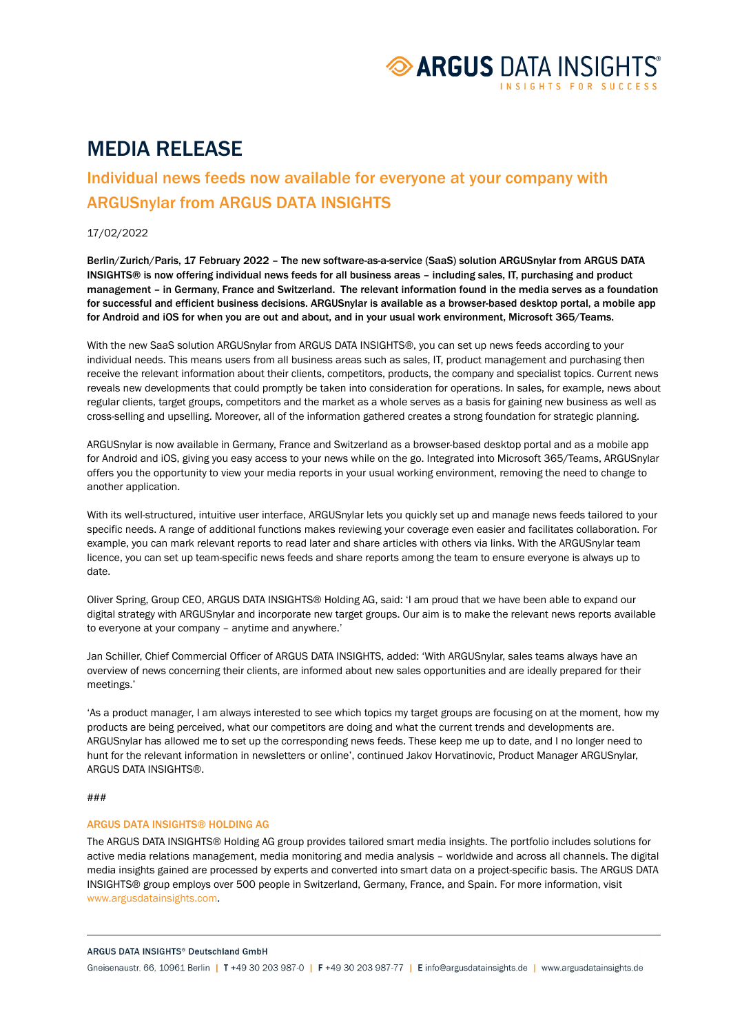# MEDIA RELEASE

## Individual news feeds now available for everyone at your company with ARGUSnylar from ARGUS DATA INSIGHTS

17/02/2022

**Berlin/Zurich/Paris, 17 February 2022 – The new software-as-a-service (SaaS) solution ARGUSnylar from ARGUS DATA INSIGHTS® is now offering individual news feeds for all business areas – including sales, IT, purchasing and product management – in Germany, France and Switzerland. The relevant information found in the media serves as a foundation for successful and efficient business decisions. ARGUSnylar is available as a browser-based desktop portal, a mobile app for Android and iOS for when you are out and about, and in your usual work environment, Microsoft 365/Teams.**

With the new SaaS solution ARGUSnylar from ARGUS DATA INSIGHTS®, you can set up news feeds according to your individual needs. This means users from all business areas such as sales, IT, product management and purchasing then receive the relevant information about their clients, competitors, products, the company and specialist topics. Current news reveals new developments that could promptly be taken into consideration for operations. In sales, for example, news about regular clients, target groups, competitors and the market as a whole serves as a basis for gaining new business as well as cross-selling and upselling. Moreover, all of the information gathered creates a strong foundation for strategic planning.

ARGUSnylar is now available in Germany, France and Switzerland as a browser-based desktop portal and as a mobile app for Android and iOS, giving you easy access to your news while on the go. Integrated into Microsoft 365/Teams, ARGUSnylar offers you the opportunity to view your media reports in your usual working environment, removing the need to change to another application.

With its well-structured, intuitive user interface, ARGUSnylar lets you quickly set up and manage news feeds tailored to your specific needs. A range of additional functions makes reviewing your coverage even easier and facilitates collaboration. For example, you can mark relevant reports to read later and share articles with others via links. With the ARGUSnylar team licence, you can set up team-specific news feeds and share reports among the team to ensure everyone is always up to date.

Oliver Spring, Group CEO, ARGUS DATA INSIGHTS® Holding AG, said: 'I am proud that we have been able to expand our digital strategy with ARGUSnylar and incorporate new target groups. Our aim is to make the relevant news reports available to everyone at your company – anytime and anywhere.'

Jan Schiller, Chief Commercial Officer of ARGUS DATA INSIGHTS, added: 'With ARGUSnylar, sales teams always have an overview of news concerning their clients, are informed about new sales opportunities and are ideally prepared for their meetings.'

'As a product manager, I am always interested to see which topics my target groups are focusing on at the moment, how my products are being perceived, what our competitors are doing and what the current trends and developments are. ARGUSnylar has allowed me to set up the corresponding news feeds. These keep me up to date, and I no longer need to hunt for the relevant information in newsletters or online', continued Jakov Horvatinovic, Product Manager ARGUSnylar, ARGUS DATA INSIGHTS®.

###

### ARGUS DATA INSIGHTS® HOLDING AG

The ARGUS DATA INSIGHTS® Holding AG group provides tailored smart media insights. The portfolio includes solutions for active media relations management, media monitoring and media analysis – worldwide and across all channels. The digital media insights gained are processed by experts and converted into smart data on a project-specific basis. The ARGUS DATA INSIGHTS® group employs over 500 people in Switzerland, Germany, France, and Spain. For more information, visit www.argusdatainsights.com.

ARGUS DATA INSIGHTS® Deutschland GmbH

Gneisenaustr. 66, 10961 Berlin | T +49 30 203 987-0 | F +49 30 203 987-77 | E info@argusdatainsights.de | www.argusdatainsights.de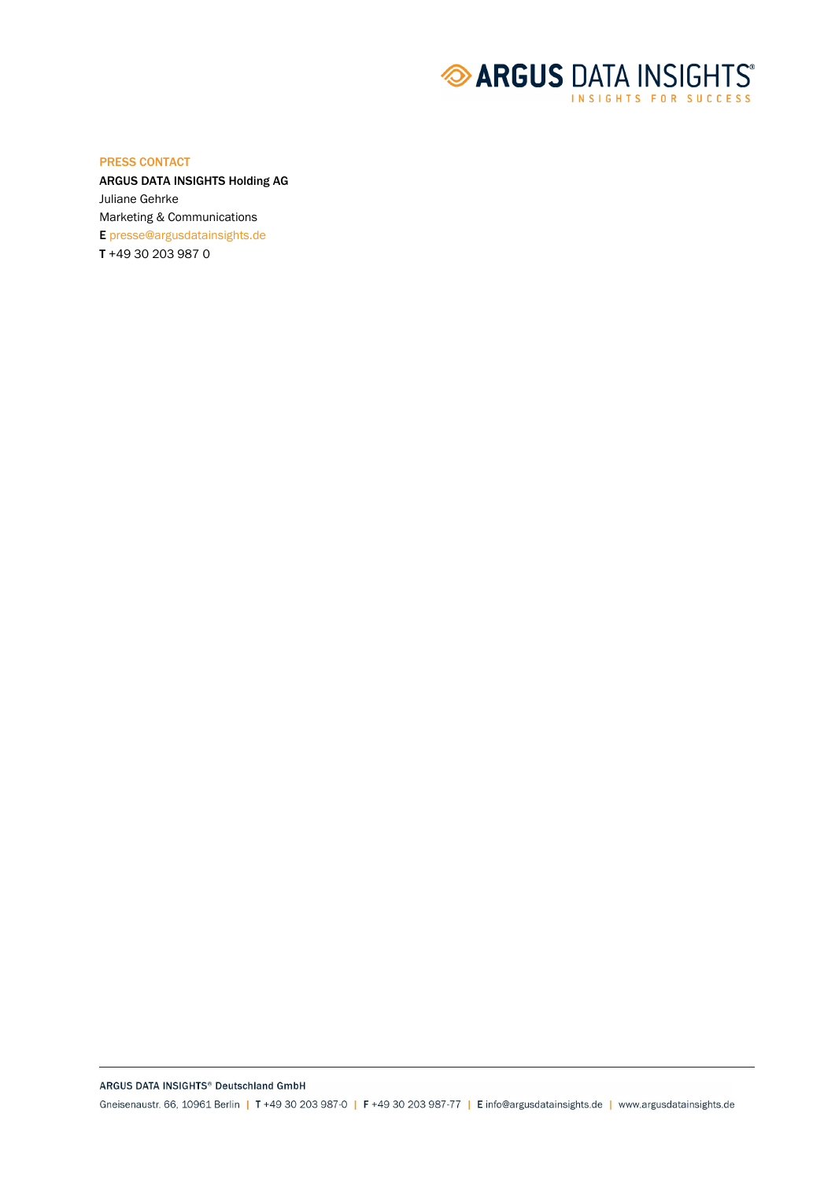PRESS CONTACT

**ARGUS DATA INSIGHTS Holding AG**
Juliane Gehrke
Marketing & Communications
**E** presse@argusdatainsights.de
**T** +49 30 203 987 0